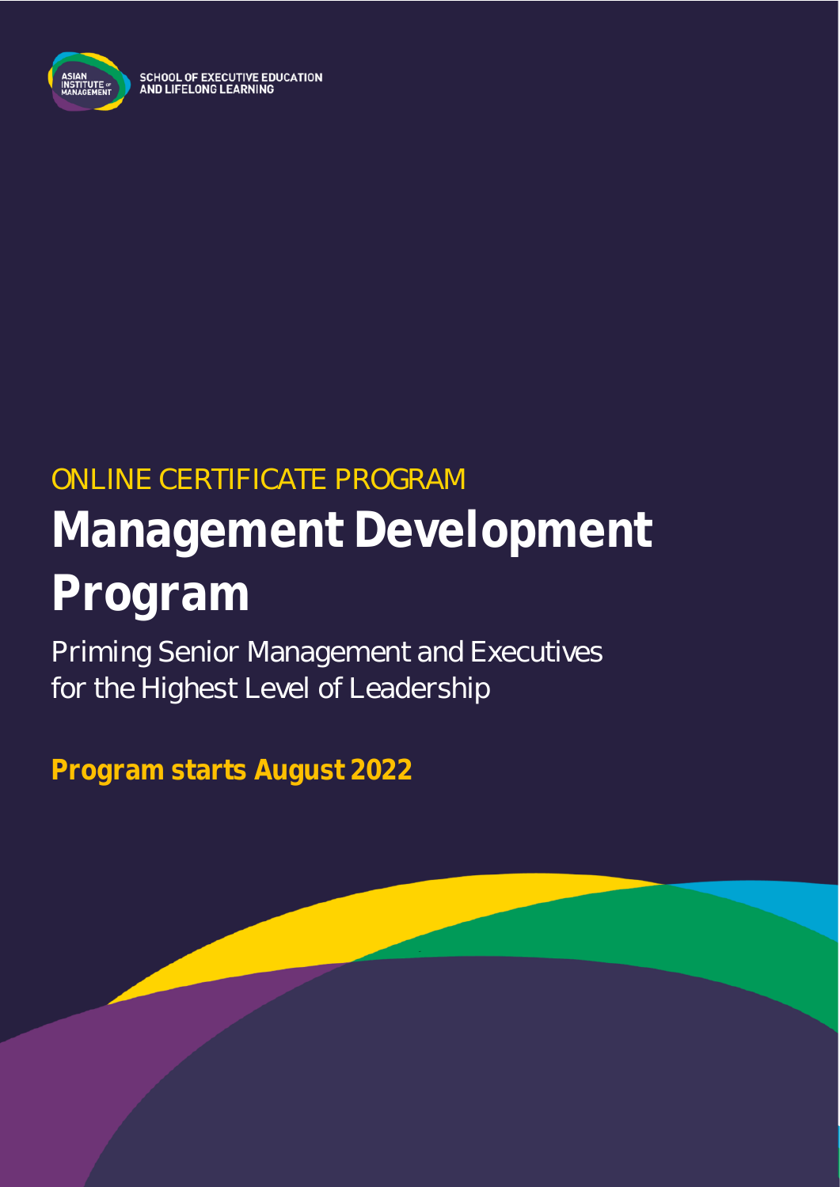SCHOOL OF EXECUTIVE EDUCATION AND LIFELONG LEARNING

ONLINE CERTIFICATE PROGRAM

# Management Development Program

Priming Senior Management and Executives for the Highest Level of Leadership

**Program starts August 2022**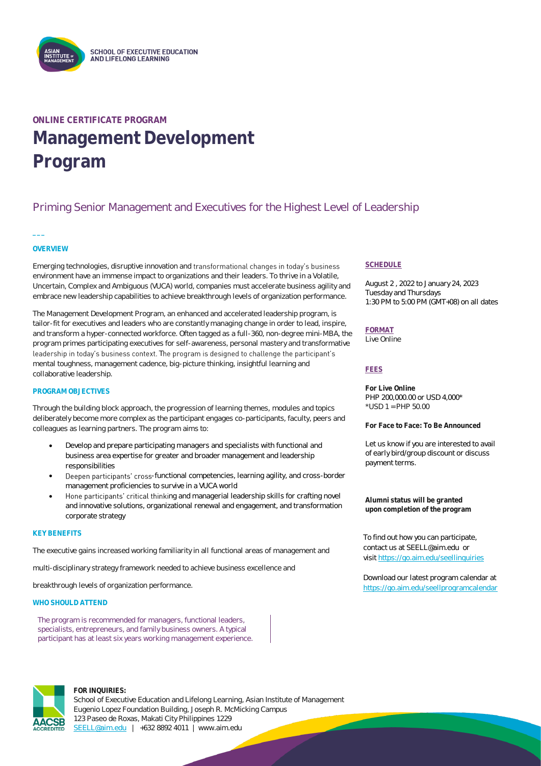SCHOOL OF EXECUTIVE EDUCATION AND LIFELONG LEARNING

ONLINE CERTIFICATE PROGRAM

# Management Development Program

## Priming Senior Management and Executives for the Highest Level of Leadership

### OVERVIEW

Emerging technologies, disruptive innovation and transformational changes in today's business environment have an immense impact to organizations and their leaders. To thrive in a Volatile, Uncertain, Complex and Ambiguous (VUCA) world, companies must accelerate business agility and embrace new leadership capabilities to achieve breakthrough levels of organization performance.

The Management Development Program, an enhanced and accelerated leadership program, is tailor-fit for executives and leaders who are constantly managing change in order to lead, inspire, and transform a hyper-connected workforce. Often tagged as a full-360, non-degree mini-MBA, the program primes participating executives for self-awareness, personal mastery and transformative leadership in today's business context. The program is designed to challenge the participant's mental toughness, management cadence, big-picture thinking, insightful learning and collaborative leadership.

### PROGRAM OBJECTIVES

Through the building block approach, the progression of learning themes, modules and topics deliberately become more complex as the participant engages co-participants, faculty, peers and colleagues as learning partners. The program aims to:

- Develop and prepare participating managers and specialists with functional and business area expertise for greater and broader management and leadership responsibilities
- Deepen participants' cross-functional competencies, learning agility, and cross-border management proficiencies to survive in a VUCA world
- Hone participants' critical thinking and managerial leadership skills for crafting novel and innovative solutions, organizational renewal and engagement, and transformation corporate strategy

### KEY BENEFITS

The executive gains increased working familiarity in all functional areas of management and multi-disciplinary strategy framework needed to achieve business excellence and breakthrough levels of organization performance.

### WHO SHOULD ATTEND

The program is recommended for managers, functional leaders, specialists, entrepreneurs, and family business owners. A typical participant has at least six years working management experience.

### SCHEDULE

August 2 , 2022 to January 24, 2023
Tuesday and Thursdays
1:30 PM to 5:00 PM (GMT+08) on all dates

### FORMAT

Live Online

### FEES

**For Live Online**
PHP 200,000.00 or USD 4,000*
*USD 1 = PHP 50.00

**For Face to Face: To Be Announced**

Let us know if you are interested to avail of early bird/group discount or discuss payment terms.

**Alumni status will be granted upon completion of the program**

To find out how you can participate, contact us at SEELL@aim.edu or visit https://go.aim.edu/seellinquiries

Download our latest program calendar at https://go.aim.edu/seellprogramcalendar

**FOR INQUIRIES:**
School of Executive Education and Lifelong Learning, Asian Institute of Management
Eugenio Lopez Foundation Building, Joseph R. McMicking Campus
123 Paseo de Roxas, Makati City Philippines 1229
SEELL@aim.edu | +632 8892 4011 | www.aim.edu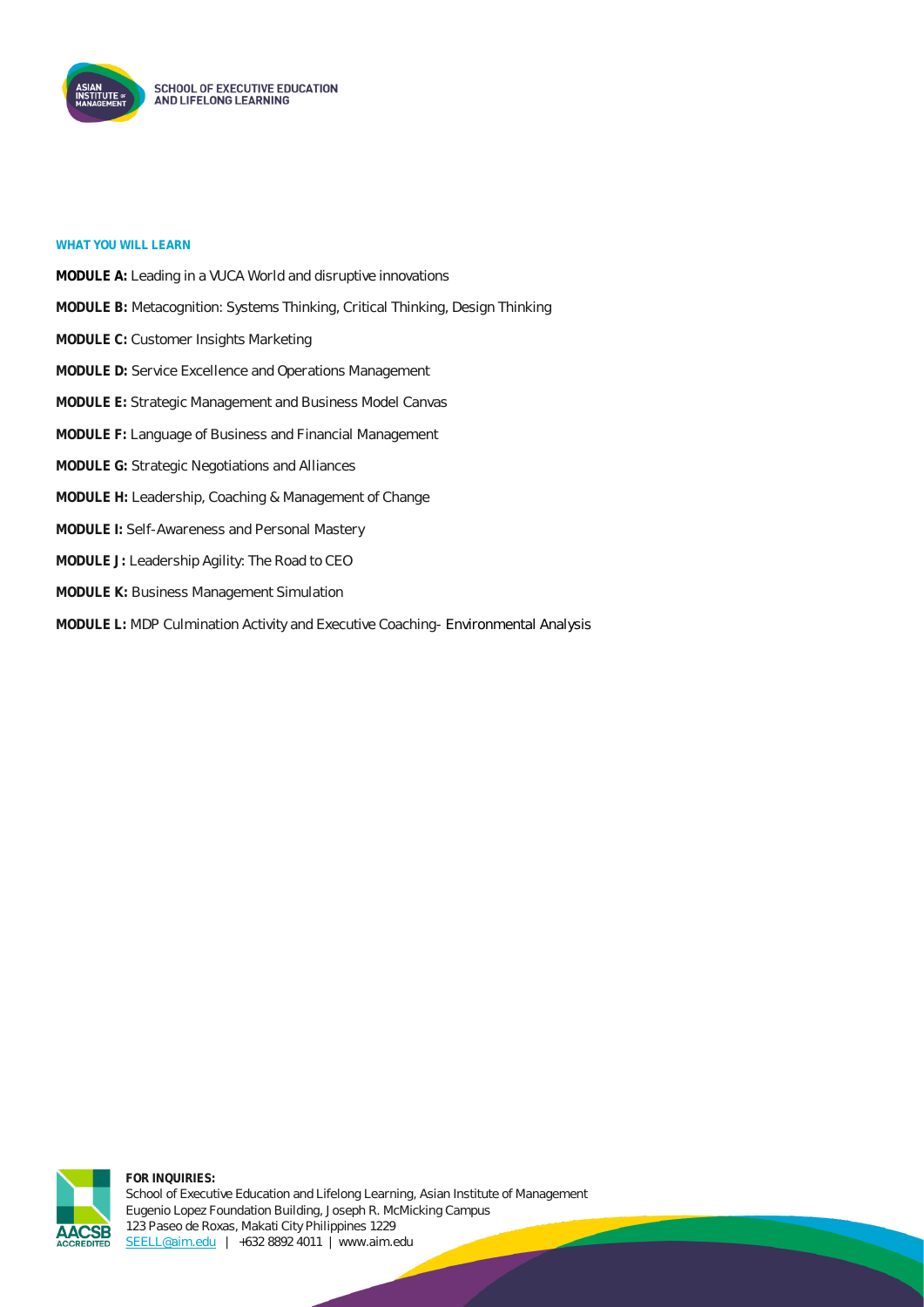**WHAT YOU WILL LEARN**

**MODULE A:** Leading in a VUCA World and disruptive innovations

**MODULE B:** Metacognition: Systems Thinking, Critical Thinking, Design Thinking

**MODULE C:** Customer Insights Marketing

**MODULE D:** Service Excellence and Operations Management

**MODULE E:** Strategic Management and Business Model Canvas

**MODULE F:** Language of Business and Financial Management

**MODULE G:** Strategic Negotiations and Alliances

**MODULE H:** Leadership, Coaching & Management of Change

**MODULE I:** Self-Awareness and Personal Mastery

**MODULE J:** Leadership Agility: The Road to CEO

**MODULE K:** Business Management Simulation

**MODULE L:** MDP Culmination Activity and Executive Coaching- Environmental Analysis

**FOR INQUIRIES:**
School of Executive Education and Lifelong Learning, Asian Institute of Management
Eugenio Lopez Foundation Building, Joseph R. McMicking Campus
123 Paseo de Roxas, Makati City Philippines 1229
SEELL@aim.edu | +632 8892 4011 | www.aim.edu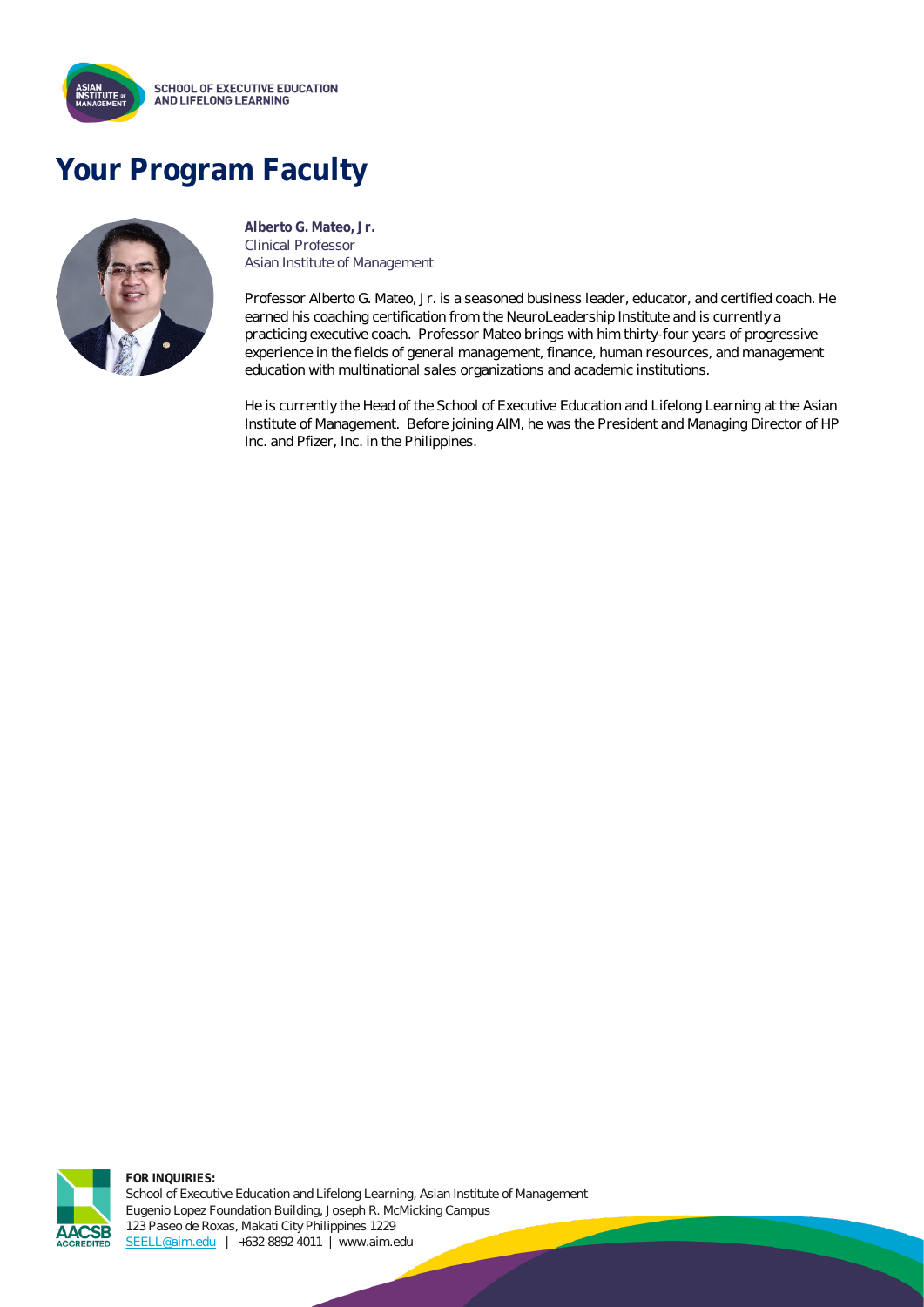# Your Program Faculty

**Alberto G. Mateo, Jr.**
Clinical Professor
Asian Institute of Management

Professor Alberto G. Mateo, Jr. is a seasoned business leader, educator, and certified coach. He earned his coaching certification from the NeuroLeadership Institute and is currently a practicing executive coach. Professor Mateo brings with him thirty-four years of progressive experience in the fields of general management, finance, human resources, and management education with multinational sales organizations and academic institutions.

He is currently the Head of the School of Executive Education and Lifelong Learning at the Asian Institute of Management. Before joining AIM, he was the President and Managing Director of HP Inc. and Pfizer, Inc. in the Philippines.

**FOR INQUIRIES:**
School of Executive Education and Lifelong Learning, Asian Institute of Management
Eugenio Lopez Foundation Building, Joseph R. McMicking Campus
123 Paseo de Roxas, Makati City Philippines 1229
SEELL@aim.edu | +632 8892 4011 | www.aim.edu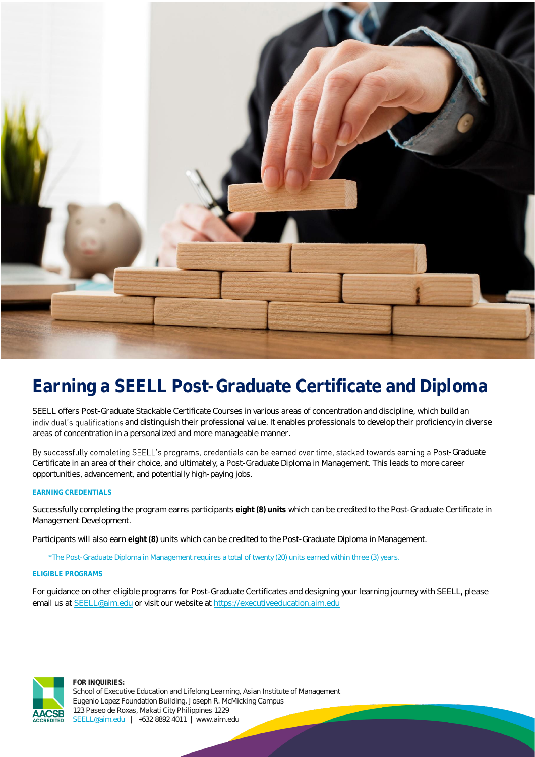# Earning a SEELL Post-Graduate Certificate and Diploma

SEELL offers Post-Graduate Stackable Certificate Courses in various areas of concentration and discipline, which build an individual's qualifications and distinguish their professional value. It enables professionals to develop their proficiency in diverse areas of concentration in a personalized and more manageable manner.

By successfully completing SEELL's programs, credentials can be earned over time, stacked towards earning a Post-Graduate Certificate in an area of their choice, and ultimately, a Post-Graduate Diploma in Management. This leads to more career opportunities, advancement, and potentially high-paying jobs.

### EARNING CREDENTIALS

Successfully completing the program earns participants **eight (8) units** which can be credited to the Post-Graduate Certificate in Management Development.

Participants will also earn **eight (8)** units which can be credited to the Post-Graduate Diploma in Management.

*The Post-Graduate Diploma in Management requires a total of twenty (20) units earned within three (3) years.

### ELIGIBLE PROGRAMS

For guidance on other eligible programs for Post-Graduate Certificates and designing your learning journey with SEELL, please email us at SEELL@aim.edu or visit our website at https://executiveeducation.aim.edu

AACSB ACCREDITED

**FOR INQUIRIES:**
School of Executive Education and Lifelong Learning, Asian Institute of Management
Eugenio Lopez Foundation Building, Joseph R. McMicking Campus
123 Paseo de Roxas, Makati City Philippines 1229
SEELL@aim.edu | +632 8892 4011 | www.aim.edu